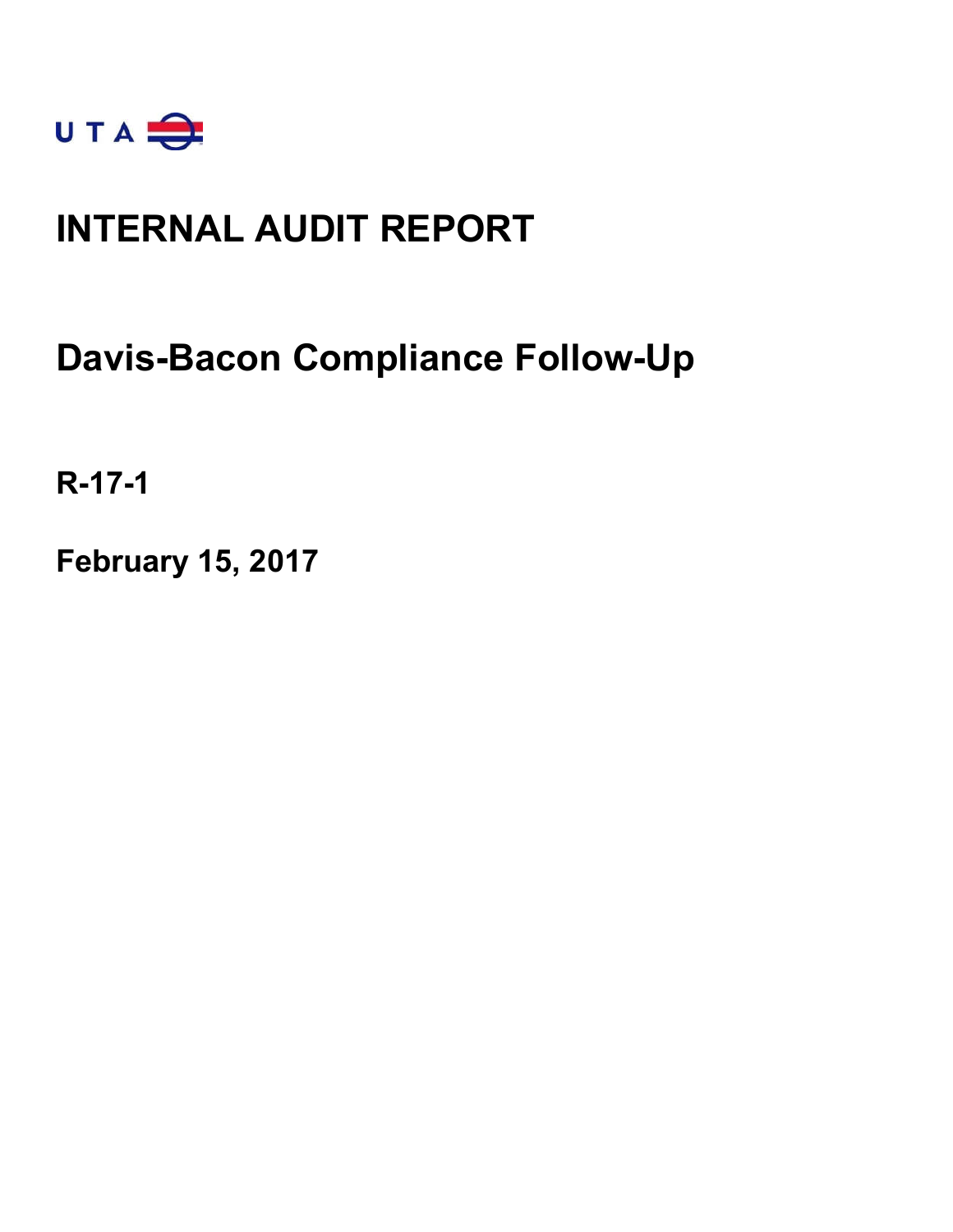UTA

# INTERNAL AUDIT REPORT

## Davis-Bacon Compliance Follow-Up

**R-17-1**

**February 15, 2017**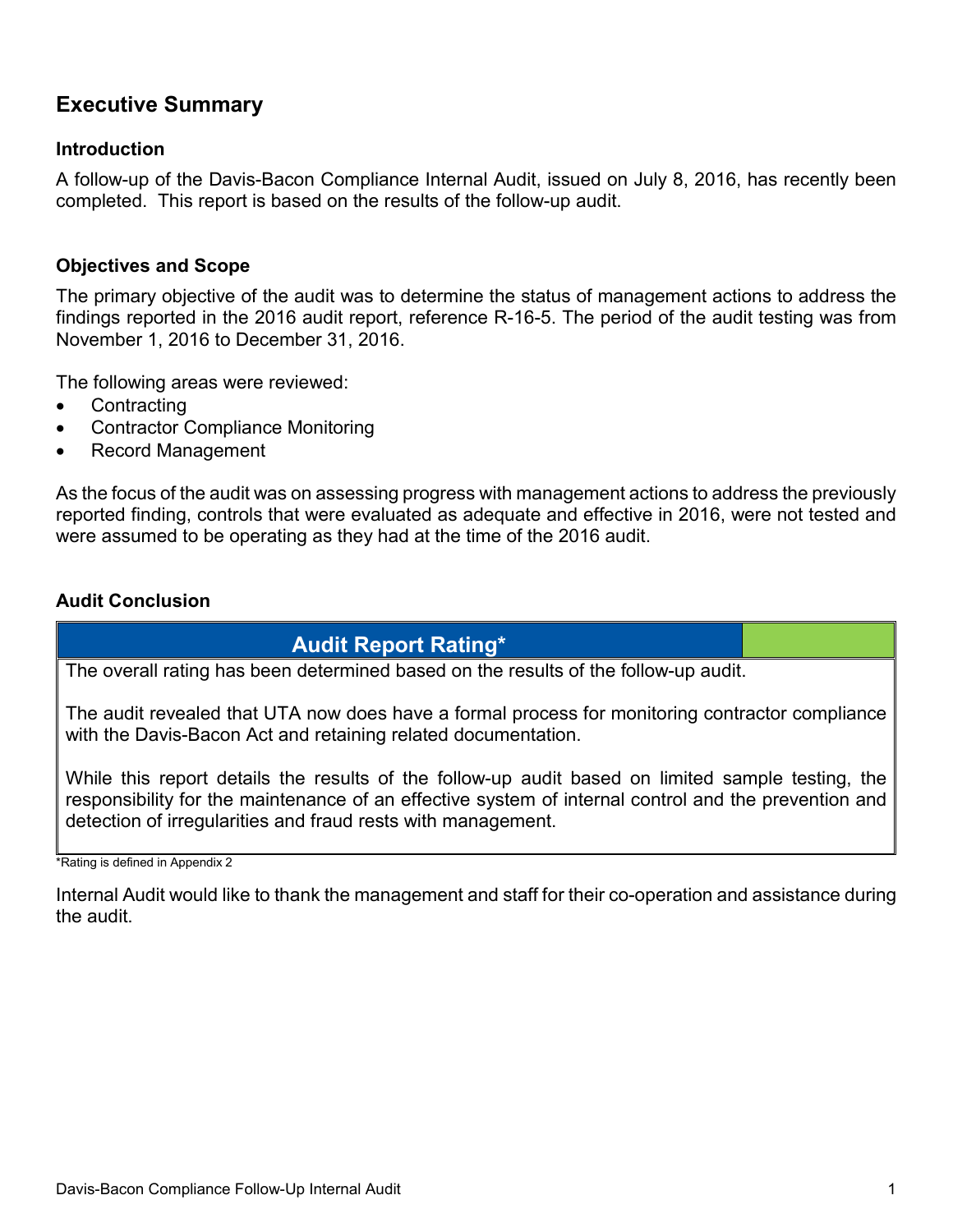## Executive Summary

### Introduction

A follow-up of the Davis-Bacon Compliance Internal Audit, issued on July 8, 2016, has recently been completed. This report is based on the results of the follow-up audit.

### Objectives and Scope

The primary objective of the audit was to determine the status of management actions to address the findings reported in the 2016 audit report, reference R-16-5. The period of the audit testing was from November 1, 2016 to December 31, 2016.

The following areas were reviewed:

- Contracting
- Contractor Compliance Monitoring
- Record Management

As the focus of the audit was on assessing progress with management actions to address the previously reported finding, controls that were evaluated as adequate and effective in 2016, were not tested and were assumed to be operating as they had at the time of the 2016 audit.

### Audit Conclusion

| Audit Report Rating* | |
|---|---|
| The overall rating has been determined based on the results of the follow-up audit.<br><br>The audit revealed that UTA now does have a formal process for monitoring contractor compliance with the Davis-Bacon Act and retaining related documentation.<br><br>While this report details the results of the follow-up audit based on limited sample testing, the responsibility for the maintenance of an effective system of internal control and the prevention and detection of irregularities and fraud rests with management. | |

*Rating is defined in Appendix 2

Internal Audit would like to thank the management and staff for their co-operation and assistance during the audit.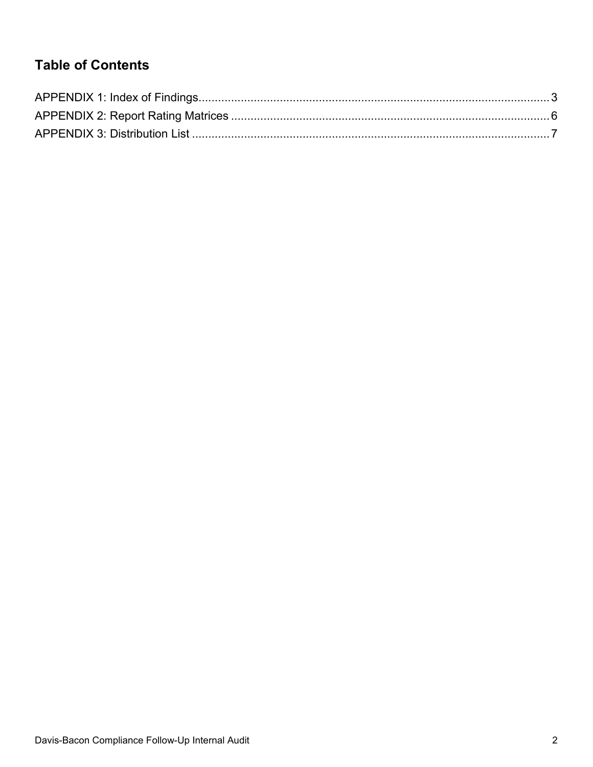## Table of Contents

APPENDIX 1: Index of Findings .......... 3
APPENDIX 2: Report Rating Matrices .......... 6
APPENDIX 3: Distribution List .......... 7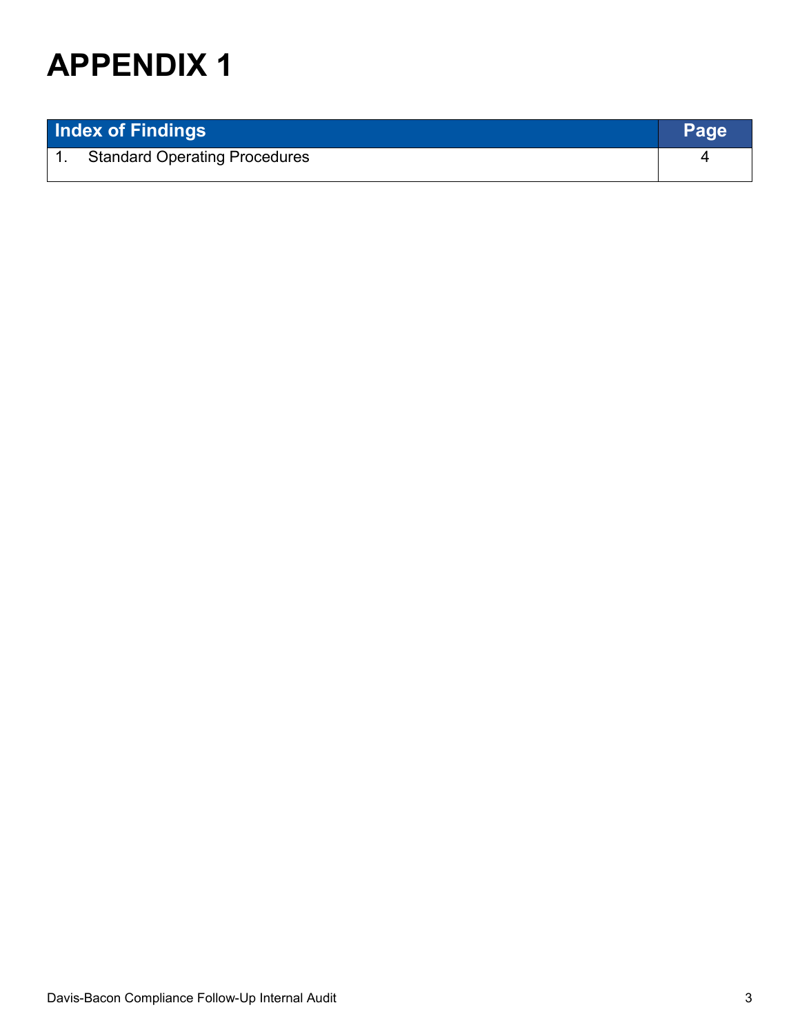# APPENDIX 1

| Index of Findings | Page |
|---|---|
| 1. Standard Operating Procedures | 4 |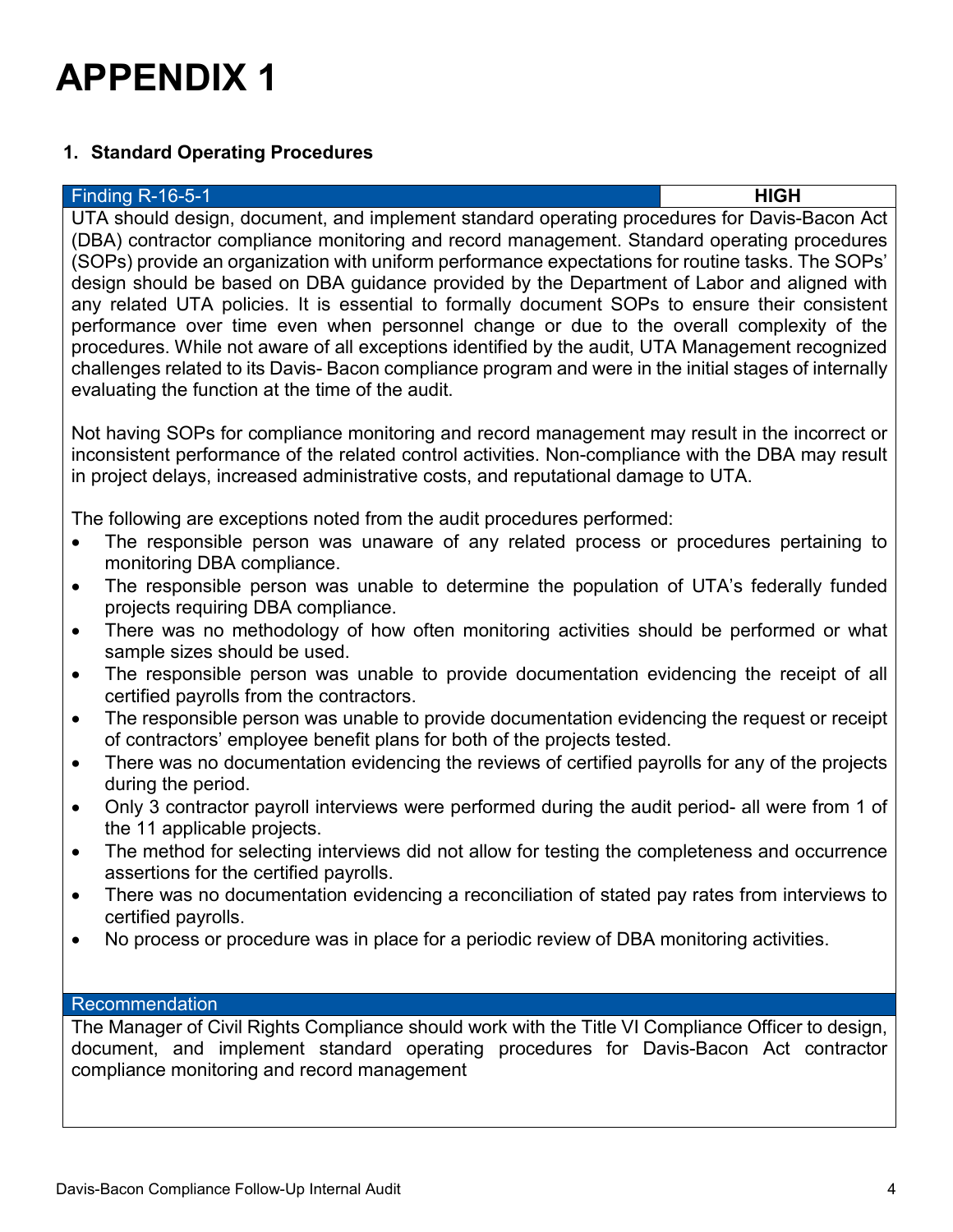# APPENDIX 1

## 1. Standard Operating Procedures

| Finding R-16-5-1 | HIGH |
| --- | --- |

UTA should design, document, and implement standard operating procedures for Davis-Bacon Act (DBA) contractor compliance monitoring and record management. Standard operating procedures (SOPs) provide an organization with uniform performance expectations for routine tasks. The SOPs' design should be based on DBA guidance provided by the Department of Labor and aligned with any related UTA policies. It is essential to formally document SOPs to ensure their consistent performance over time even when personnel change or due to the overall complexity of the procedures. While not aware of all exceptions identified by the audit, UTA Management recognized challenges related to its Davis- Bacon compliance program and were in the initial stages of internally evaluating the function at the time of the audit.

Not having SOPs for compliance monitoring and record management may result in the incorrect or inconsistent performance of the related control activities. Non-compliance with the DBA may result in project delays, increased administrative costs, and reputational damage to UTA.

The following are exceptions noted from the audit procedures performed:

- The responsible person was unaware of any related process or procedures pertaining to monitoring DBA compliance.
- The responsible person was unable to determine the population of UTA's federally funded projects requiring DBA compliance.
- There was no methodology of how often monitoring activities should be performed or what sample sizes should be used.
- The responsible person was unable to provide documentation evidencing the receipt of all certified payrolls from the contractors.
- The responsible person was unable to provide documentation evidencing the request or receipt of contractors' employee benefit plans for both of the projects tested.
- There was no documentation evidencing the reviews of certified payrolls for any of the projects during the period.
- Only 3 contractor payroll interviews were performed during the audit period- all were from 1 of the 11 applicable projects.
- The method for selecting interviews did not allow for testing the completeness and occurrence assertions for the certified payrolls.
- There was no documentation evidencing a reconciliation of stated pay rates from interviews to certified payrolls.
- No process or procedure was in place for a periodic review of DBA monitoring activities.

**Recommendation**

The Manager of Civil Rights Compliance should work with the Title VI Compliance Officer to design, document, and implement standard operating procedures for Davis-Bacon Act contractor compliance monitoring and record management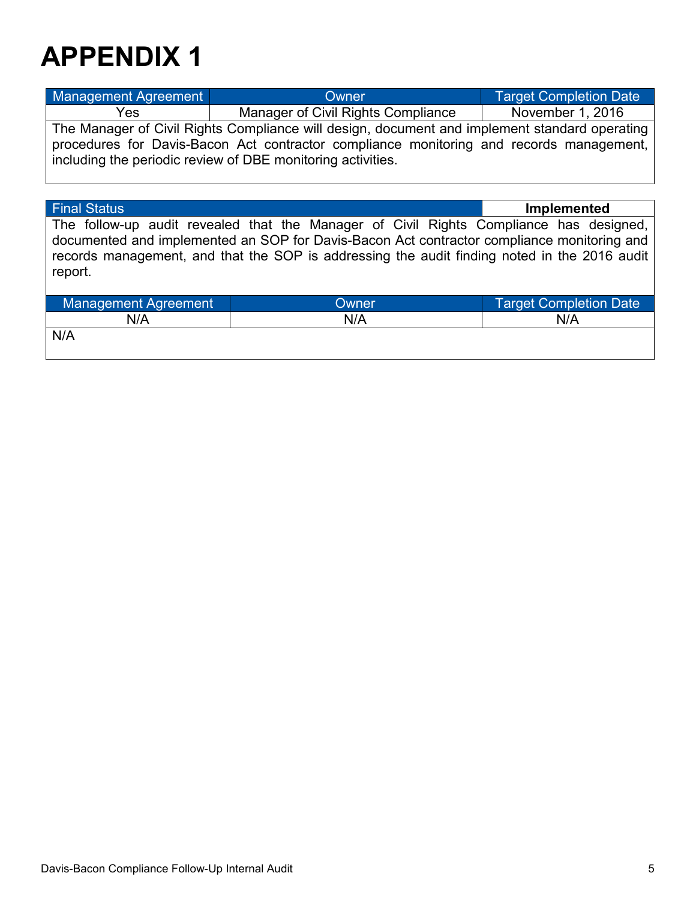# APPENDIX 1

| Management Agreement | Owner | Target Completion Date |
|---|---|---|
| Yes | Manager of Civil Rights Compliance | November 1, 2016 |

The Manager of Civil Rights Compliance will design, document and implement standard operating procedures for Davis-Bacon Act contractor compliance monitoring and records management, including the periodic review of DBE monitoring activities.

| Final Status | Implemented |
|---|---|

The follow-up audit revealed that the Manager of Civil Rights Compliance has designed, documented and implemented an SOP for Davis-Bacon Act contractor compliance monitoring and records management, and that the SOP is addressing the audit finding noted in the 2016 audit report.

| Management Agreement | Owner | Target Completion Date |
|---|---|---|
| N/A | N/A | N/A |

N/A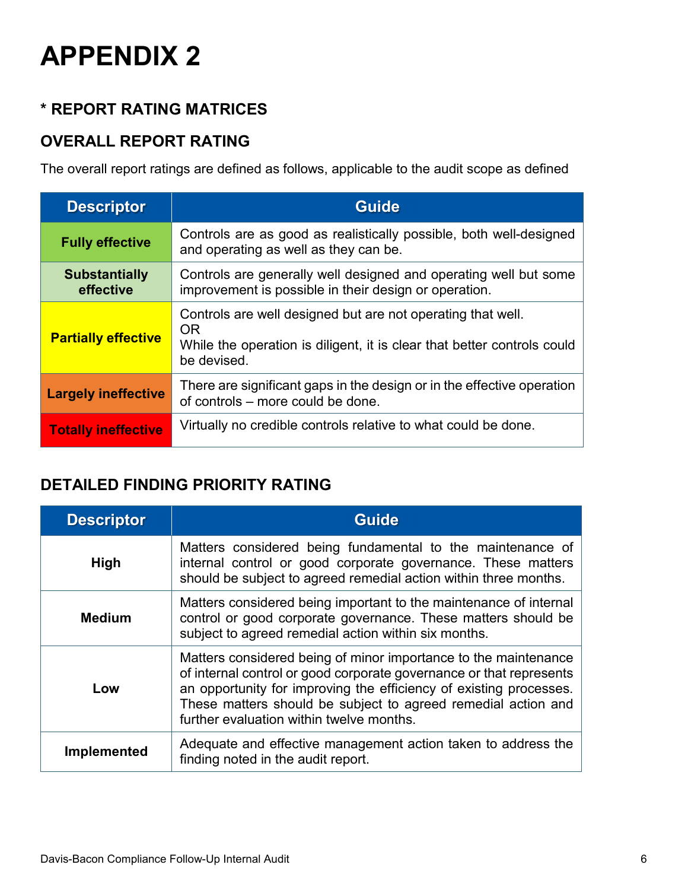# APPENDIX 2

### * REPORT RATING MATRICES

### OVERALL REPORT RATING

The overall report ratings are defined as follows, applicable to the audit scope as defined

| Descriptor | Guide |
|---|---|
| **Fully effective** | Controls are as good as realistically possible, both well-designed and operating as well as they can be. |
| **Substantially effective** | Controls are generally well designed and operating well but some improvement is possible in their design or operation. |
| **Partially effective** | Controls are well designed but are not operating that well.<br>OR<br>While the operation is diligent, it is clear that better controls could be devised. |
| **Largely ineffective** | There are significant gaps in the design or in the effective operation of controls – more could be done. |
| **Totally ineffective** | Virtually no credible controls relative to what could be done. |

### DETAILED FINDING PRIORITY RATING

| Descriptor | Guide |
|---|---|
| **High** | Matters considered being fundamental to the maintenance of internal control or good corporate governance. These matters should be subject to agreed remedial action within three months. |
| **Medium** | Matters considered being important to the maintenance of internal control or good corporate governance. These matters should be subject to agreed remedial action within six months. |
| **Low** | Matters considered being of minor importance to the maintenance of internal control or good corporate governance or that represents an opportunity for improving the efficiency of existing processes. These matters should be subject to agreed remedial action and further evaluation within twelve months. |
| **Implemented** | Adequate and effective management action taken to address the finding noted in the audit report. |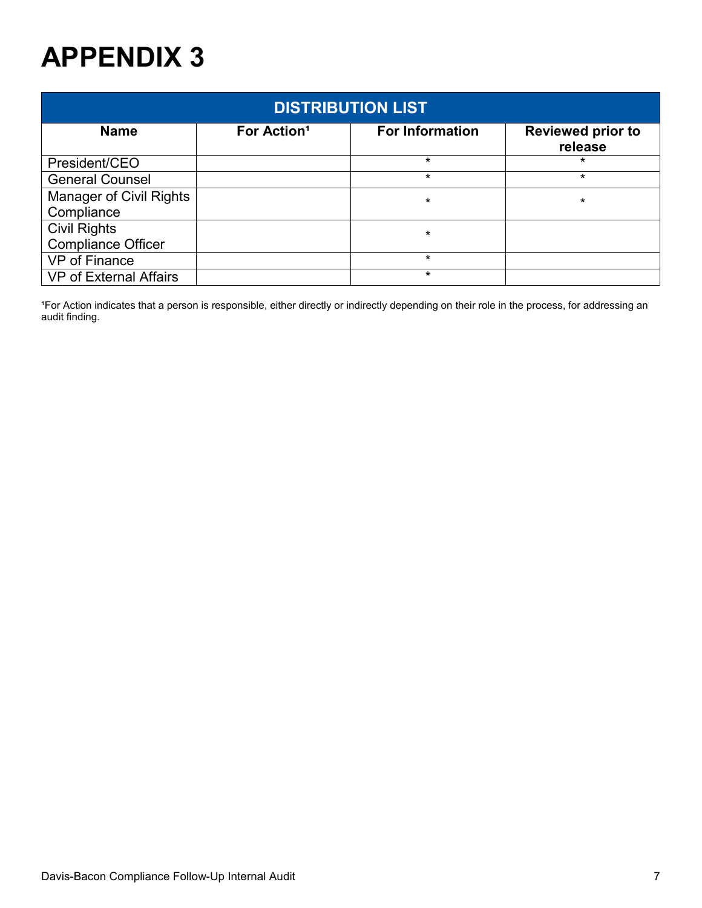# APPENDIX 3

| DISTRIBUTION LIST | | | |
|---|---|---|---|
| **Name** | **For Action[1]** | **For Information** | **Reviewed prior to release** |
| President/CEO | | * | * |
| General Counsel | | * | * |
| Manager of Civil Rights Compliance | | * | * |
| Civil Rights Compliance Officer | | * | |
| VP of Finance | | * | |
| VP of External Affairs | | * | |

[1]For Action indicates that a person is responsible, either directly or indirectly depending on their role in the process, for addressing an audit finding.